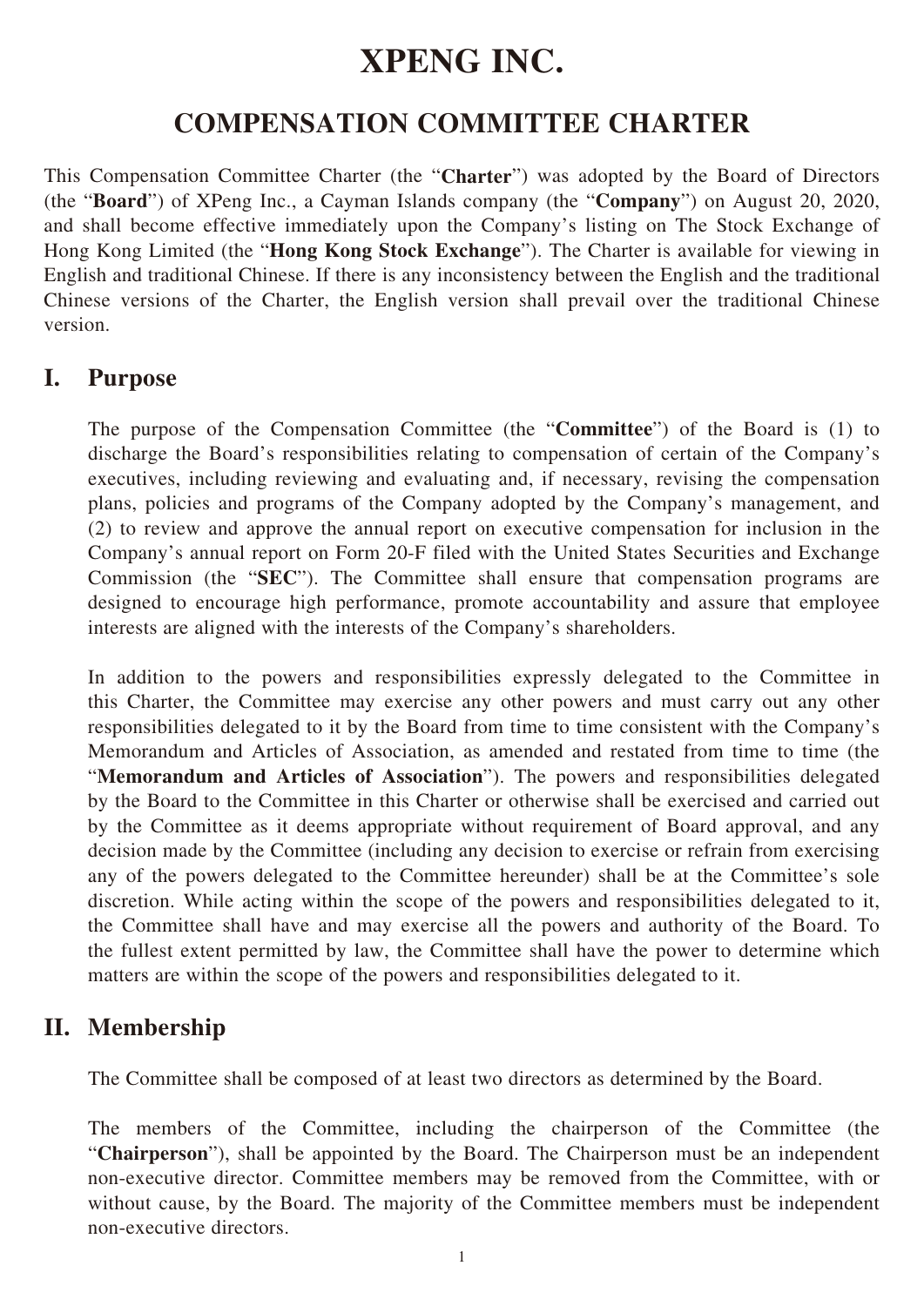# XPENG INC.

## COMPENSATION COMMITTEE CHARTER

This Compensation Committee Charter (the "**Charter**") was adopted by the Board of Directors (the "**Board**") of XPeng Inc., a Cayman Islands company (the "**Company**") on August 20, 2020, and shall become effective immediately upon the Company's listing on The Stock Exchange of Hong Kong Limited (the "**Hong Kong Stock Exchange**"). The Charter is available for viewing in English and traditional Chinese. If there is any inconsistency between the English and the traditional Chinese versions of the Charter, the English version shall prevail over the traditional Chinese version.

## I. Purpose

The purpose of the Compensation Committee (the "**Committee**") of the Board is (1) to discharge the Board's responsibilities relating to compensation of certain of the Company's executives, including reviewing and evaluating and, if necessary, revising the compensation plans, policies and programs of the Company adopted by the Company's management, and (2) to review and approve the annual report on executive compensation for inclusion in the Company's annual report on Form 20-F filed with the United States Securities and Exchange Commission (the "**SEC**"). The Committee shall ensure that compensation programs are designed to encourage high performance, promote accountability and assure that employee interests are aligned with the interests of the Company's shareholders.

In addition to the powers and responsibilities expressly delegated to the Committee in this Charter, the Committee may exercise any other powers and must carry out any other responsibilities delegated to it by the Board from time to time consistent with the Company's Memorandum and Articles of Association, as amended and restated from time to time (the "**Memorandum and Articles of Association**"). The powers and responsibilities delegated by the Board to the Committee in this Charter or otherwise shall be exercised and carried out by the Committee as it deems appropriate without requirement of Board approval, and any decision made by the Committee (including any decision to exercise or refrain from exercising any of the powers delegated to the Committee hereunder) shall be at the Committee's sole discretion. While acting within the scope of the powers and responsibilities delegated to it, the Committee shall have and may exercise all the powers and authority of the Board. To the fullest extent permitted by law, the Committee shall have the power to determine which matters are within the scope of the powers and responsibilities delegated to it.

## II. Membership

The Committee shall be composed of at least two directors as determined by the Board.

The members of the Committee, including the chairperson of the Committee (the "**Chairperson**"), shall be appointed by the Board. The Chairperson must be an independent non-executive director. Committee members may be removed from the Committee, with or without cause, by the Board. The majority of the Committee members must be independent non-executive directors.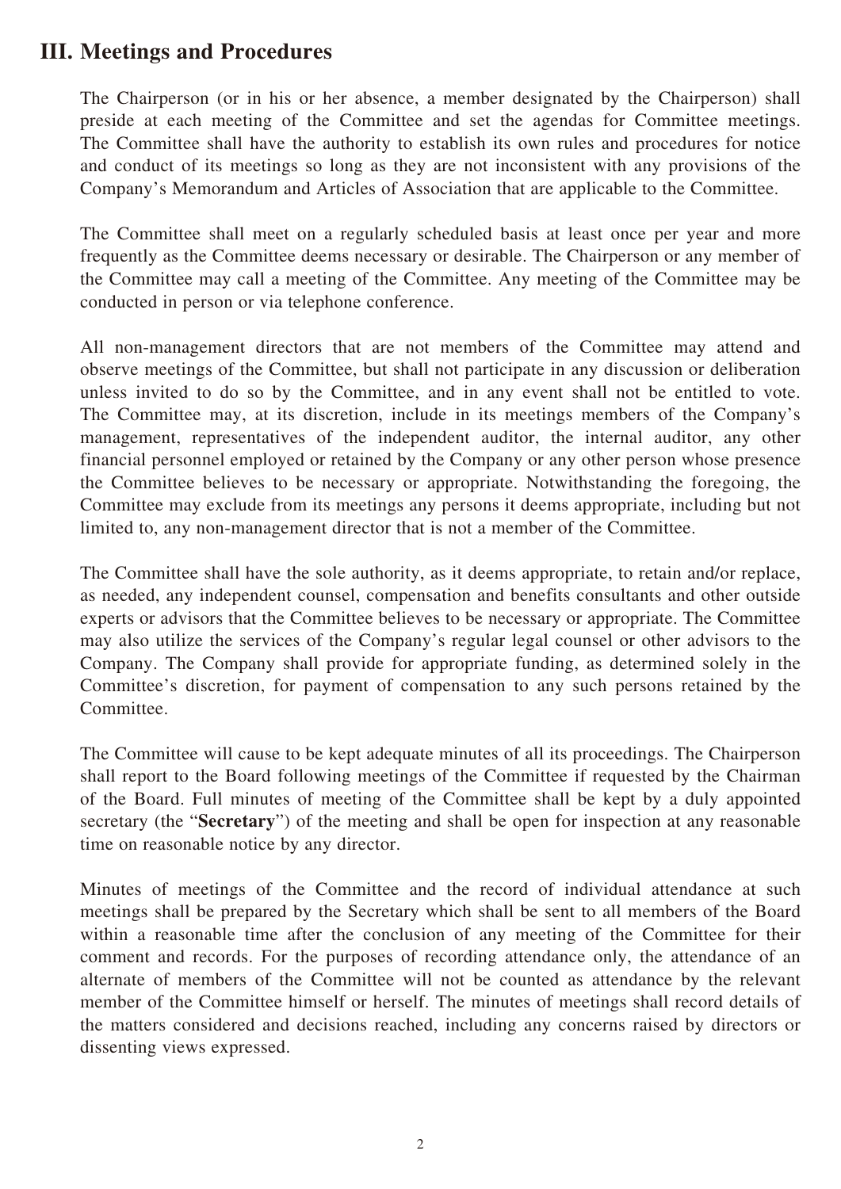## III. Meetings and Procedures

The Chairperson (or in his or her absence, a member designated by the Chairperson) shall preside at each meeting of the Committee and set the agendas for Committee meetings. The Committee shall have the authority to establish its own rules and procedures for notice and conduct of its meetings so long as they are not inconsistent with any provisions of the Company's Memorandum and Articles of Association that are applicable to the Committee.

The Committee shall meet on a regularly scheduled basis at least once per year and more frequently as the Committee deems necessary or desirable. The Chairperson or any member of the Committee may call a meeting of the Committee. Any meeting of the Committee may be conducted in person or via telephone conference.

All non-management directors that are not members of the Committee may attend and observe meetings of the Committee, but shall not participate in any discussion or deliberation unless invited to do so by the Committee, and in any event shall not be entitled to vote. The Committee may, at its discretion, include in its meetings members of the Company's management, representatives of the independent auditor, the internal auditor, any other financial personnel employed or retained by the Company or any other person whose presence the Committee believes to be necessary or appropriate. Notwithstanding the foregoing, the Committee may exclude from its meetings any persons it deems appropriate, including but not limited to, any non-management director that is not a member of the Committee.

The Committee shall have the sole authority, as it deems appropriate, to retain and/or replace, as needed, any independent counsel, compensation and benefits consultants and other outside experts or advisors that the Committee believes to be necessary or appropriate. The Committee may also utilize the services of the Company's regular legal counsel or other advisors to the Company. The Company shall provide for appropriate funding, as determined solely in the Committee's discretion, for payment of compensation to any such persons retained by the Committee.

The Committee will cause to be kept adequate minutes of all its proceedings. The Chairperson shall report to the Board following meetings of the Committee if requested by the Chairman of the Board. Full minutes of meeting of the Committee shall be kept by a duly appointed secretary (the "**Secretary**") of the meeting and shall be open for inspection at any reasonable time on reasonable notice by any director.

Minutes of meetings of the Committee and the record of individual attendance at such meetings shall be prepared by the Secretary which shall be sent to all members of the Board within a reasonable time after the conclusion of any meeting of the Committee for their comment and records. For the purposes of recording attendance only, the attendance of an alternate of members of the Committee will not be counted as attendance by the relevant member of the Committee himself or herself. The minutes of meetings shall record details of the matters considered and decisions reached, including any concerns raised by directors or dissenting views expressed.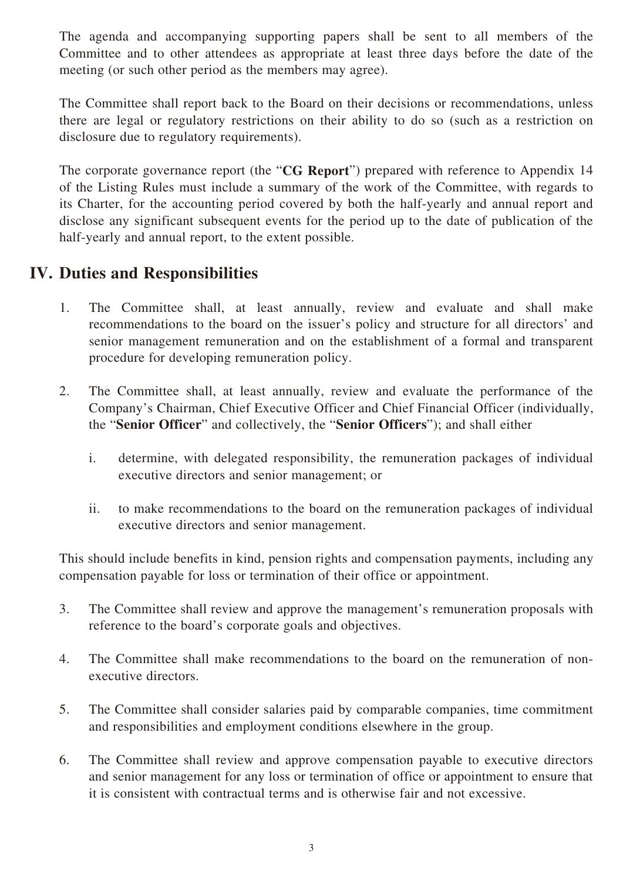The agenda and accompanying supporting papers shall be sent to all members of the Committee and to other attendees as appropriate at least three days before the date of the meeting (or such other period as the members may agree).

The Committee shall report back to the Board on their decisions or recommendations, unless there are legal or regulatory restrictions on their ability to do so (such as a restriction on disclosure due to regulatory requirements).

The corporate governance report (the "**CG Report**") prepared with reference to Appendix 14 of the Listing Rules must include a summary of the work of the Committee, with regards to its Charter, for the accounting period covered by both the half-yearly and annual report and disclose any significant subsequent events for the period up to the date of publication of the half-yearly and annual report, to the extent possible.

## IV. Duties and Responsibilities

1. The Committee shall, at least annually, review and evaluate and shall make recommendations to the board on the issuer's policy and structure for all directors' and senior management remuneration and on the establishment of a formal and transparent procedure for developing remuneration policy.

2. The Committee shall, at least annually, review and evaluate the performance of the Company's Chairman, Chief Executive Officer and Chief Financial Officer (individually, the "**Senior Officer**" and collectively, the "**Senior Officers**"); and shall either

   i. determine, with delegated responsibility, the remuneration packages of individual executive directors and senior management; or

   ii. to make recommendations to the board on the remuneration packages of individual executive directors and senior management.

This should include benefits in kind, pension rights and compensation payments, including any compensation payable for loss or termination of their office or appointment.

3. The Committee shall review and approve the management's remuneration proposals with reference to the board's corporate goals and objectives.

4. The Committee shall make recommendations to the board on the remuneration of non-executive directors.

5. The Committee shall consider salaries paid by comparable companies, time commitment and responsibilities and employment conditions elsewhere in the group.

6. The Committee shall review and approve compensation payable to executive directors and senior management for any loss or termination of office or appointment to ensure that it is consistent with contractual terms and is otherwise fair and not excessive.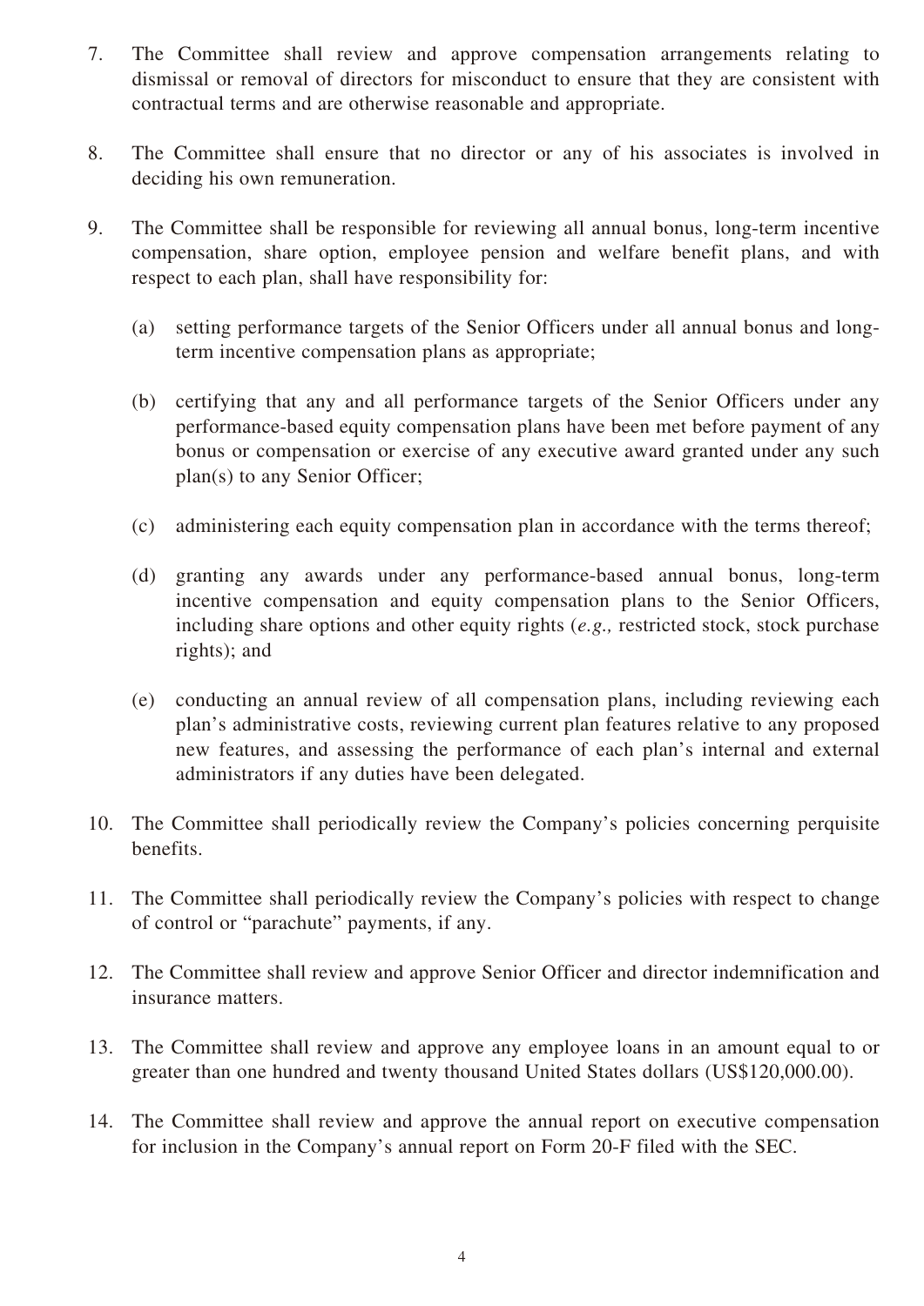7. The Committee shall review and approve compensation arrangements relating to dismissal or removal of directors for misconduct to ensure that they are consistent with contractual terms and are otherwise reasonable and appropriate.

8. The Committee shall ensure that no director or any of his associates is involved in deciding his own remuneration.

9. The Committee shall be responsible for reviewing all annual bonus, long-term incentive compensation, share option, employee pension and welfare benefit plans, and with respect to each plan, shall have responsibility for:

   (a) setting performance targets of the Senior Officers under all annual bonus and long-term incentive compensation plans as appropriate;

   (b) certifying that any and all performance targets of the Senior Officers under any performance-based equity compensation plans have been met before payment of any bonus or compensation or exercise of any executive award granted under any such plan(s) to any Senior Officer;

   (c) administering each equity compensation plan in accordance with the terms thereof;

   (d) granting any awards under any performance-based annual bonus, long-term incentive compensation and equity compensation plans to the Senior Officers, including share options and other equity rights (*e.g.,* restricted stock, stock purchase rights); and

   (e) conducting an annual review of all compensation plans, including reviewing each plan's administrative costs, reviewing current plan features relative to any proposed new features, and assessing the performance of each plan's internal and external administrators if any duties have been delegated.

10. The Committee shall periodically review the Company's policies concerning perquisite benefits.

11. The Committee shall periodically review the Company's policies with respect to change of control or "parachute" payments, if any.

12. The Committee shall review and approve Senior Officer and director indemnification and insurance matters.

13. The Committee shall review and approve any employee loans in an amount equal to or greater than one hundred and twenty thousand United States dollars (US$120,000.00).

14. The Committee shall review and approve the annual report on executive compensation for inclusion in the Company's annual report on Form 20-F filed with the SEC.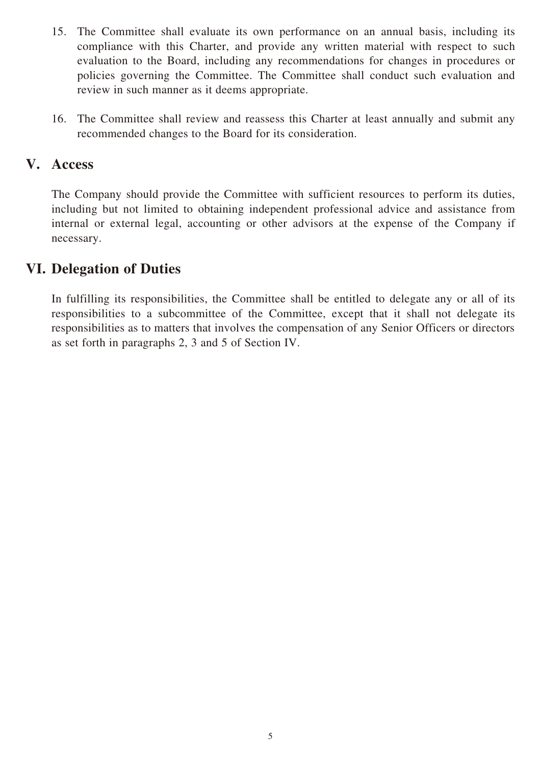15. The Committee shall evaluate its own performance on an annual basis, including its compliance with this Charter, and provide any written material with respect to such evaluation to the Board, including any recommendations for changes in procedures or policies governing the Committee. The Committee shall conduct such evaluation and review in such manner as it deems appropriate.

16. The Committee shall review and reassess this Charter at least annually and submit any recommended changes to the Board for its consideration.

## V. Access

The Company should provide the Committee with sufficient resources to perform its duties, including but not limited to obtaining independent professional advice and assistance from internal or external legal, accounting or other advisors at the expense of the Company if necessary.

## VI. Delegation of Duties

In fulfilling its responsibilities, the Committee shall be entitled to delegate any or all of its responsibilities to a subcommittee of the Committee, except that it shall not delegate its responsibilities as to matters that involves the compensation of any Senior Officers or directors as set forth in paragraphs 2, 3 and 5 of Section IV.